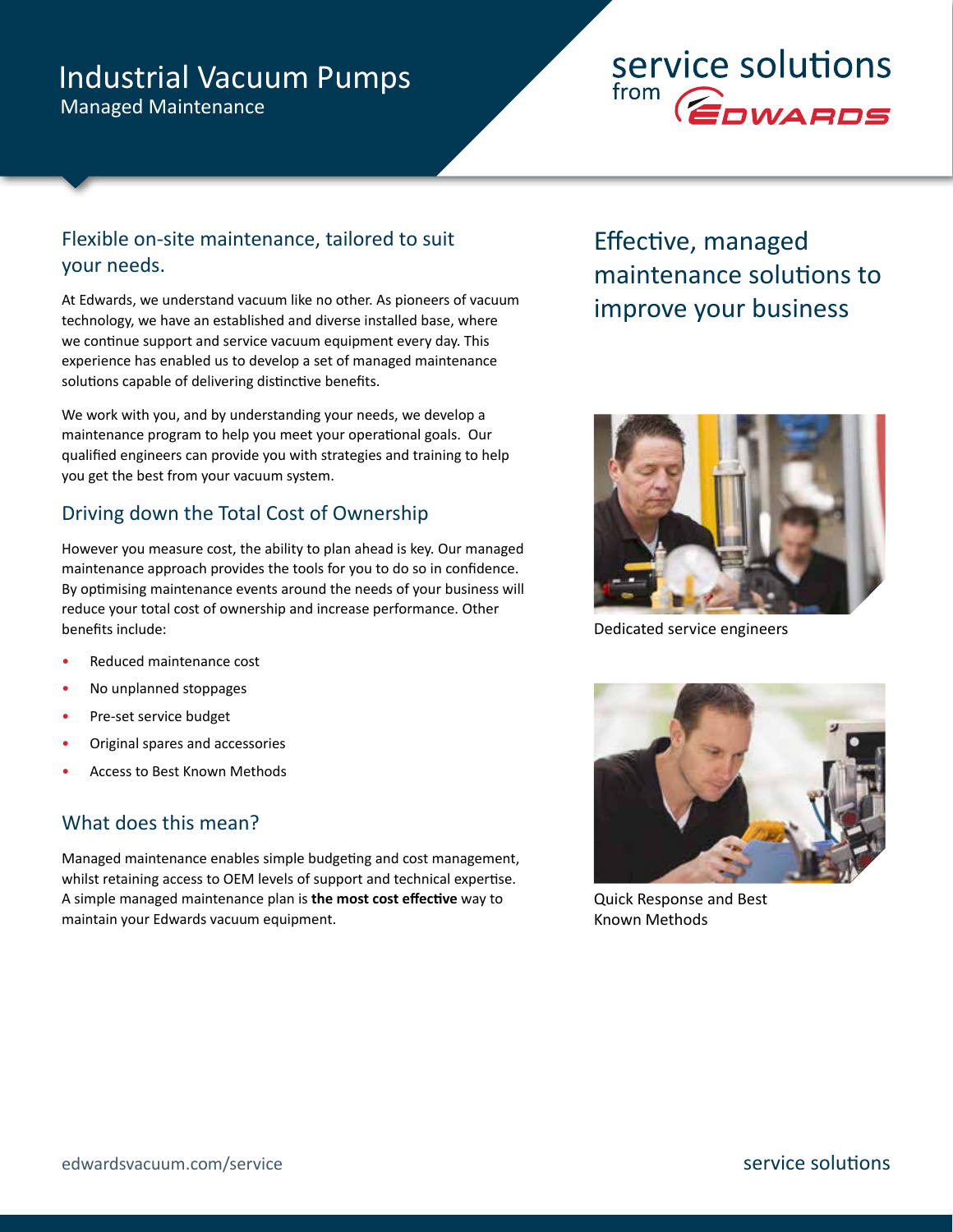# Industrial Vacuum Pumps

Managed Maintenance

service solutions from EDWARDS

## Flexible on-site maintenance, tailored to suit your needs.

At Edwards, we understand vacuum like no other. As pioneers of vacuum technology, we have an established and diverse installed base, where we continue support and service vacuum equipment every day. This experience has enabled us to develop a set of managed maintenance solutions capable of delivering distinctive benefits.

We work with you, and by understanding your needs, we develop a maintenance program to help you meet your operational goals. Our qualified engineers can provide you with strategies and training to help you get the best from your vacuum system.

## Driving down the Total Cost of Ownership

However you measure cost, the ability to plan ahead is key. Our managed maintenance approach provides the tools for you to do so in confidence. By optimising maintenance events around the needs of your business will reduce your total cost of ownership and increase performance. Other benefits include:

- Reduced maintenance cost
- No unplanned stoppages
- Pre-set service budget
- Original spares and accessories
- Access to Best Known Methods

## What does this mean?

Managed maintenance enables simple budgeting and cost management, whilst retaining access to OEM levels of support and technical expertise. A simple managed maintenance plan is **the most cost effective** way to maintain your Edwards vacuum equipment.

## Effective, managed maintenance solutions to improve your business

Dedicated service engineers

Quick Response and Best Known Methods

edwardsvacuum.com/service

service solutions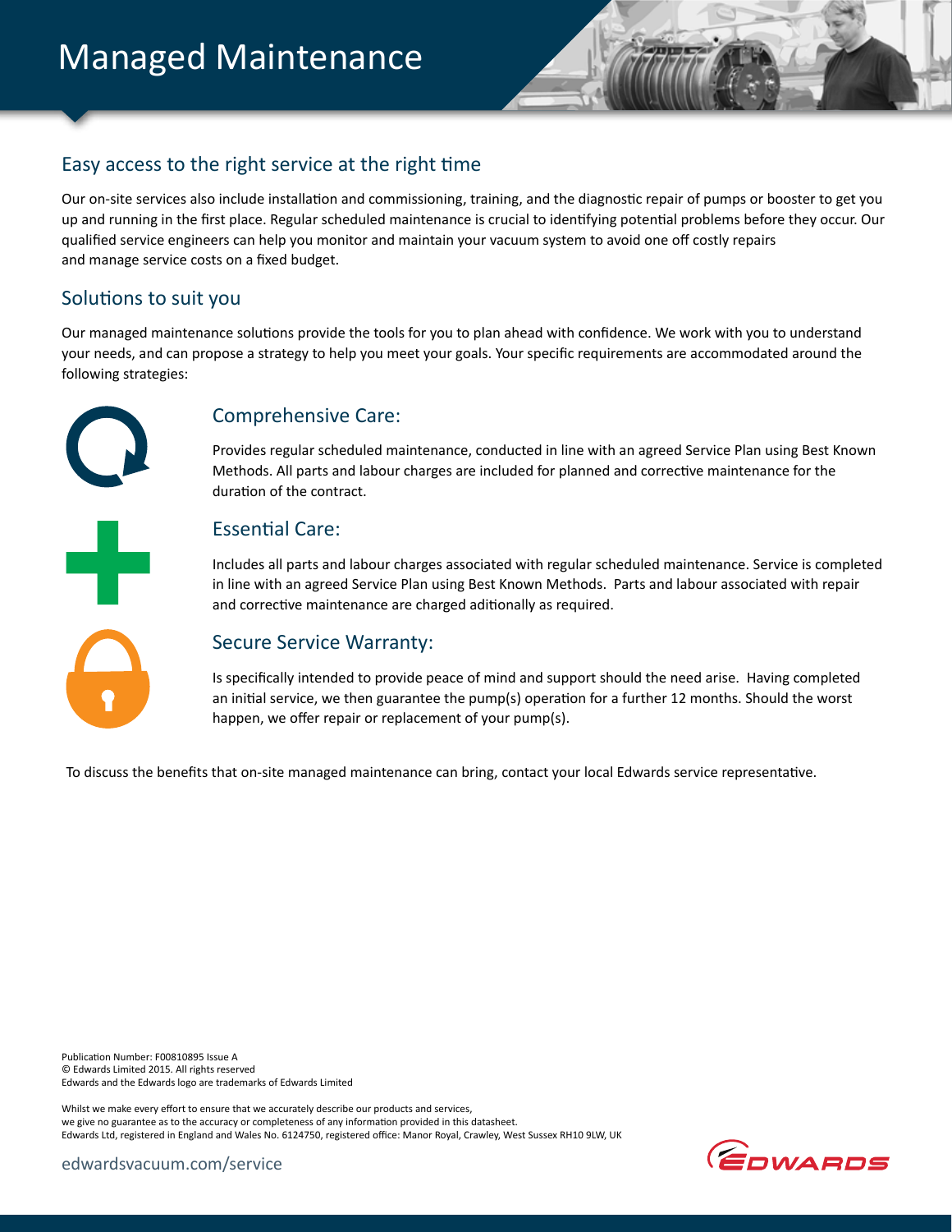# Managed Maintenance

## Easy access to the right service at the right time

Our on-site services also include installation and commissioning, training, and the diagnostic repair of pumps or booster to get you up and running in the first place. Regular scheduled maintenance is crucial to identifying potential problems before they occur. Our qualified service engineers can help you monitor and maintain your vacuum system to avoid one off costly repairs and manage service costs on a fixed budget.

## Solutions to suit you

Our managed maintenance solutions provide the tools for you to plan ahead with confidence. We work with you to understand your needs, and can propose a strategy to help you meet your goals. Your specific requirements are accommodated around the following strategies:

### Comprehensive Care:

Provides regular scheduled maintenance, conducted in line with an agreed Service Plan using Best Known Methods. All parts and labour charges are included for planned and corrective maintenance for the duration of the contract.

### Essential Care:

Includes all parts and labour charges associated with regular scheduled maintenance. Service is completed in line with an agreed Service Plan using Best Known Methods. Parts and labour associated with repair and corrective maintenance are charged aditionally as required.

### Secure Service Warranty:

Is specifically intended to provide peace of mind and support should the need arise. Having completed an initial service, we then guarantee the pump(s) operation for a further 12 months. Should the worst happen, we offer repair or replacement of your pump(s).

To discuss the benefits that on-site managed maintenance can bring, contact your local Edwards service representative.

Publication Number: F00810895 Issue A
© Edwards Limited 2015. All rights reserved
Edwards and the Edwards logo are trademarks of Edwards Limited

Whilst we make every effort to ensure that we accurately describe our products and services, we give no guarantee as to the accuracy or completeness of any information provided in this datasheet.
Edwards Ltd, registered in England and Wales No. 6124750, registered office: Manor Royal, Crawley, West Sussex RH10 9LW, UK

edwardsvacuum.com/service

EDWARDS